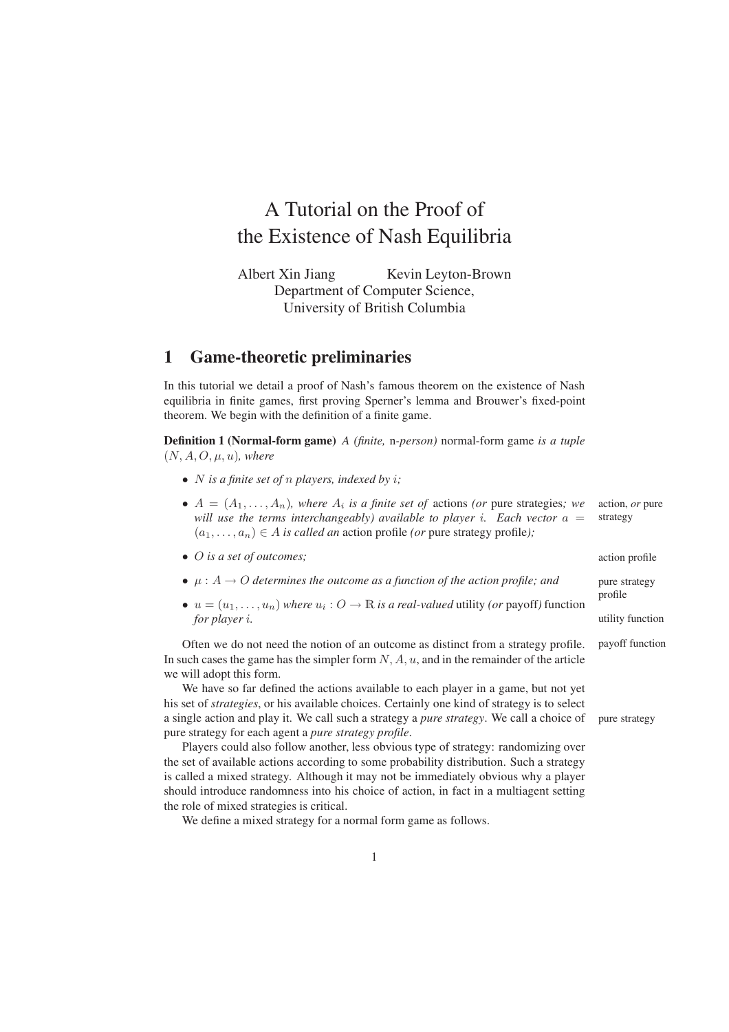# A Tutorial on the Proof of the Existence of Nash Equilibria

Albert Xin Jiang    Kevin Leyton-Brown
Department of Computer Science,
University of British Columbia

## 1 Game-theoretic preliminaries

In this tutorial we detail a proof of Nash's famous theorem on the existence of Nash equilibria in finite games, first proving Sperner's lemma and Brouwer's fixed-point theorem. We begin with the definition of a finite game.

**Definition 1 (Normal-form game)** *A (finite,* n*-person)* normal-form game *is a tuple* $(N, A, O, \mu, u)$*, where*

- $N$ *is a finite set of* $n$ *players, indexed by* $i$*;*
- $A = (A_1, \ldots, A_n)$*, where* $A_i$ *is a finite set of* actions *(or* pure strategies*; we will use the terms interchangeably) available to player* $i$*. Each vector* $a = (a_1, \ldots, a_n) \in A$ *is called an* action profile *(or* pure strategy profile*);*
- $O$ *is a set of outcomes;*
- $\mu : A \to O$ *determines the outcome as a function of the action profile; and*
- $u = (u_1, \ldots, u_n)$ *where* $u_i : O \to \mathbb{R}$ *is a real-valued* utility *(or* payoff*)* function *for player* $i$*.*

action, *or* pure strategy

action profile

pure strategy profile

utility function

payoff function

Often we do not need the notion of an outcome as distinct from a strategy profile. In such cases the game has the simpler form $N, A, u$, and in the remainder of the article we will adopt this form.

We have so far defined the actions available to each player in a game, but not yet his set of *strategies*, or his available choices. Certainly one kind of strategy is to select a single action and play it. We call such a strategy a *pure strategy*. We call a choice of pure strategy for each agent a *pure strategy profile*.

pure strategy

Players could also follow another, less obvious type of strategy: randomizing over the set of available actions according to some probability distribution. Such a strategy is called a mixed strategy. Although it may not be immediately obvious why a player should introduce randomness into his choice of action, in fact in a multiagent setting the role of mixed strategies is critical.

We define a mixed strategy for a normal form game as follows.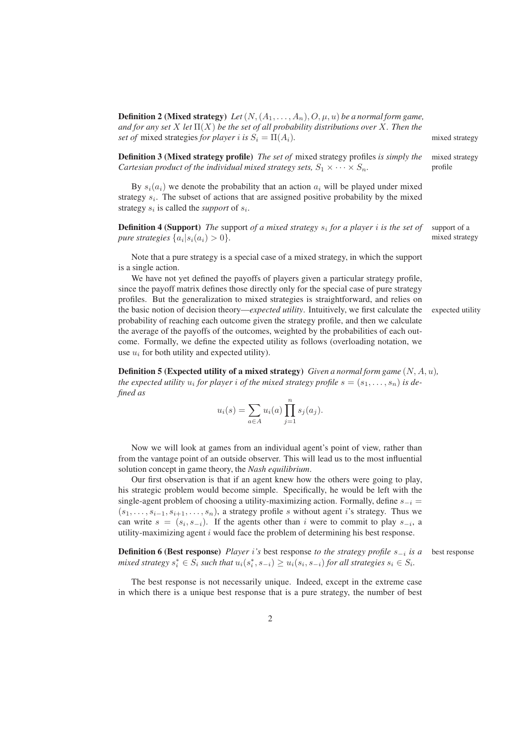**Definition 2 (Mixed strategy)** *Let $(N, (A_1, \ldots, A_n), O, \mu, u)$ be a normal form game, and for any set $X$ let $\Pi(X)$ be the set of all probability distributions over $X$. Then the set of* mixed strategies *for player $i$ is $S_i = \Pi(A_i)$.*

**Definition 3 (Mixed strategy profile)** *The set of* mixed strategy profiles *is simply the Cartesian product of the individual mixed strategy sets, $S_1 \times \cdots \times S_n$.*

By $s_i(a_i)$ we denote the probability that an action $a_i$ will be played under mixed strategy $s_i$. The subset of actions that are assigned positive probability by the mixed strategy $s_i$ is called the *support* of $s_i$.

**Definition 4 (Support)** *The* support *of a mixed strategy $s_i$ for a player $i$ is the set of pure strategies $\{a_i | s_i(a_i) > 0\}$.*

Note that a pure strategy is a special case of a mixed strategy, in which the support is a single action.

We have not yet defined the payoffs of players given a particular strategy profile, since the payoff matrix defines those directly only for the special case of pure strategy profiles. But the generalization to mixed strategies is straightforward, and relies on the basic notion of decision theory—*expected utility*. Intuitively, we first calculate the probability of reaching each outcome given the strategy profile, and then we calculate the average of the payoffs of the outcomes, weighted by the probabilities of each outcome. Formally, we define the expected utility as follows (overloading notation, we use $u_i$ for both utility and expected utility).

**Definition 5 (Expected utility of a mixed strategy)** *Given a normal form game $(N, A, u)$, the expected utility $u_i$ for player $i$ of the mixed strategy profile $s = (s_1, \ldots, s_n)$ is defined as*

$$u_i(s) = \sum_{a \in A} u_i(a) \prod_{j=1}^{n} s_j(a_j).$$

Now we will look at games from an individual agent's point of view, rather than from the vantage point of an outside observer. This will lead us to the most influential solution concept in game theory, the *Nash equilibrium*.

Our first observation is that if an agent knew how the others were going to play, his strategic problem would become simple. Specifically, he would be left with the single-agent problem of choosing a utility-maximizing action. Formally, define $s_{-i} = (s_1, \ldots, s_{i-1}, s_{i+1}, \ldots, s_n)$, a strategy profile $s$ without agent $i$'s strategy. Thus we can write $s = (s_i, s_{-i})$. If the agents other than $i$ were to commit to play $s_{-i}$, a utility-maximizing agent $i$ would face the problem of determining his best response.

**Definition 6 (Best response)** *Player $i$'s* best response *to the strategy profile $s_{-i}$ is a mixed strategy $s_i^* \in S_i$ such that $u_i(s_i^*, s_{-i}) \geq u_i(s_i, s_{-i})$ for all strategies $s_i \in S_i$.*

The best response is not necessarily unique. Indeed, except in the extreme case in which there is a unique best response that is a pure strategy, the number of best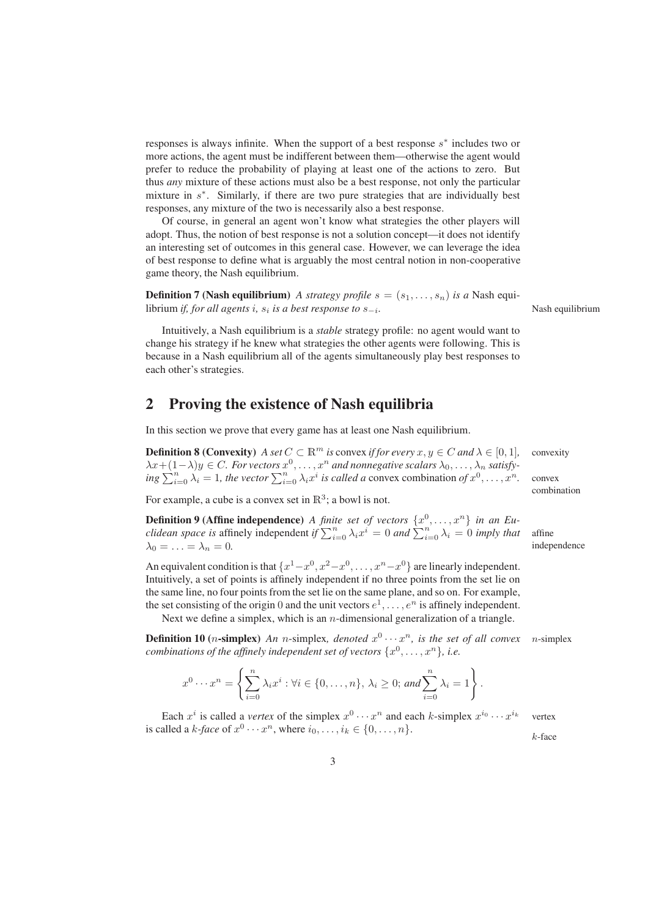responses is always infinite. When the support of a best response $s^*$ includes two or more actions, the agent must be indifferent between them—otherwise the agent would prefer to reduce the probability of playing at least one of the actions to zero. But thus *any* mixture of these actions must also be a best response, not only the particular mixture in $s^*$. Similarly, if there are two pure strategies that are individually best responses, any mixture of the two is necessarily also a best response.

Of course, in general an agent won't know what strategies the other players will adopt. Thus, the notion of best response is not a solution concept—it does not identify an interesting set of outcomes in this general case. However, we can leverage the idea of best response to define what is arguably the most central notion in non-cooperative game theory, the Nash equilibrium.

**Definition 7 (Nash equilibrium)** *A strategy profile $s = (s_1, \ldots, s_n)$ is a* Nash equilibrium *if, for all agents $i$, $s_i$ is a best response to $s_{-i}$.*

Intuitively, a Nash equilibrium is a *stable* strategy profile: no agent would want to change his strategy if he knew what strategies the other agents were following. This is because in a Nash equilibrium all of the agents simultaneously play best responses to each other's strategies.

## 2 Proving the existence of Nash equilibria

In this section we prove that every game has at least one Nash equilibrium.

**Definition 8 (Convexity)** *A set $C \subset \mathbb{R}^m$ is* convex *if for every $x, y \in C$ and $\lambda \in [0, 1]$, $\lambda x + (1-\lambda)y \in C$. For vectors $x^0, \ldots, x^n$ and nonnegative scalars $\lambda_0, \ldots, \lambda_n$ satisfying $\sum_{i=0}^{n} \lambda_i = 1$, the vector $\sum_{i=0}^{n} \lambda_i x^i$ is called a* convex combination *of $x^0, \ldots, x^n$.*

For example, a cube is a convex set in $\mathbb{R}^3$; a bowl is not.

**Definition 9 (Affine independence)** *A finite set of vectors $\{x^0, \ldots, x^n\}$ in an Euclidean space is* affinely independent *if $\sum_{i=0}^{n} \lambda_i x^i = 0$ and $\sum_{i=0}^{n} \lambda_i = 0$ imply that $\lambda_0 = \ldots = \lambda_n = 0$.*

An equivalent condition is that $\{x^1 - x^0, x^2 - x^0, \ldots, x^n - x^0\}$ are linearly independent. Intuitively, a set of points is affinely independent if no three points from the set lie on the same line, no four points from the set lie on the same plane, and so on. For example, the set consisting of the origin $0$ and the unit vectors $e^1, \ldots, e^n$ is affinely independent.

Next we define a simplex, which is an $n$-dimensional generalization of a triangle.

**Definition 10 ($n$-simplex)** *An $n$-simplex, denoted $x^0 \cdots x^n$, is the set of all convex combinations of the affinely independent set of vectors $\{x^0, \ldots, x^n\}$, i.e.*

$$x^0 \cdots x^n = \left\{ \sum_{i=0}^{n} \lambda_i x^i : \forall i \in \{0, \ldots, n\},\ \lambda_i \geq 0; \text{ and} \sum_{i=0}^{n} \lambda_i = 1 \right\}.$$

Each $x^i$ is called a *vertex* of the simplex $x^0 \cdots x^n$ and each $k$-simplex $x^{i_0} \cdots x^{i_k}$ is called a *$k$-face* of $x^0 \cdots x^n$, where $i_0, \ldots, i_k \in \{0, \ldots, n\}$.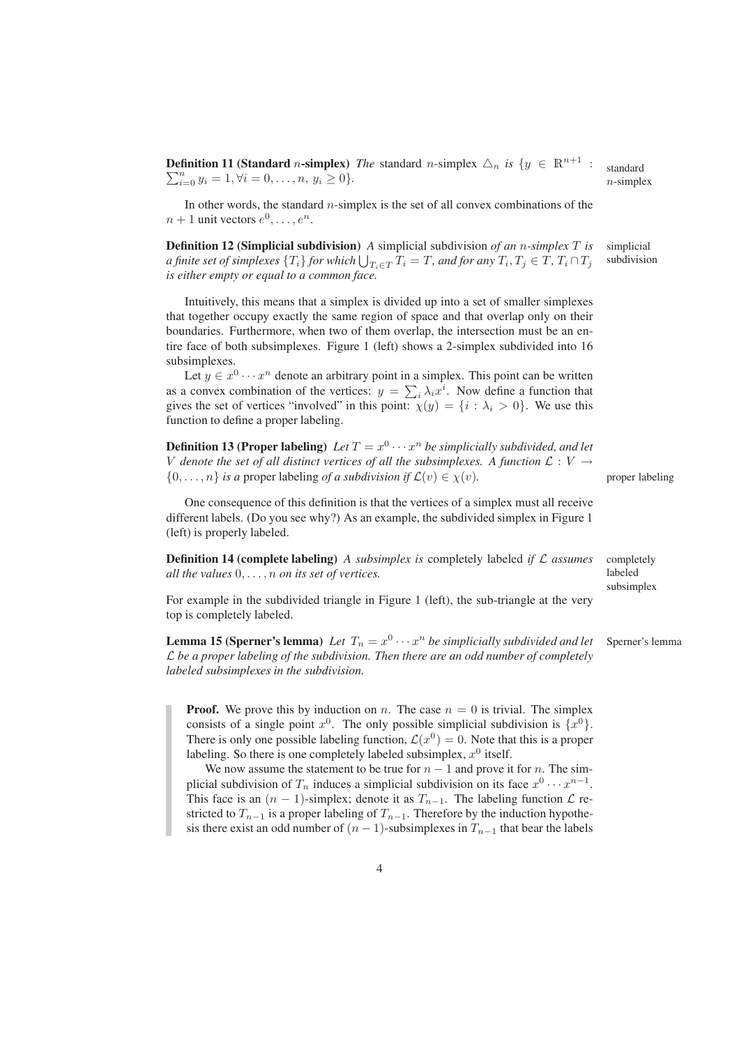**Definition 11 (Standard $n$-simplex)** *The* standard $n$-simplex $\triangle_n$ *is* $\{y \in \mathbb{R}^{n+1} : \sum_{i=0}^{n} y_i = 1, \forall i = 0, \ldots, n, \; y_i \geq 0\}$.

standard $n$-simplex

In other words, the standard $n$-simplex is the set of all convex combinations of the $n + 1$ unit vectors $e^0, \ldots, e^n$.

**Definition 12 (Simplicial subdivision)** *A* simplicial subdivision *of an $n$-simplex $T$ is a finite set of simplexes $\{T_i\}$ for which $\bigcup_{T_i \in T} T_i = T$, and for any $T_i, T_j \in T$, $T_i \cap T_j$ is either empty or equal to a common face.*

simplicial subdivision

Intuitively, this means that a simplex is divided up into a set of smaller simplexes that together occupy exactly the same region of space and that overlap only on their boundaries. Furthermore, when two of them overlap, the intersection must be an entire face of both subsimplexes. Figure 1 (left) shows a 2-simplex subdivided into 16 subsimplexes.

Let $y \in x^0 \cdots x^n$ denote an arbitrary point in a simplex. This point can be written as a convex combination of the vertices: $y = \sum_i \lambda_i x^i$. Now define a function that gives the set of vertices "involved" in this point: $\chi(y) = \{i : \lambda_i > 0\}$. We use this function to define a proper labeling.

**Definition 13 (Proper labeling)** *Let $T = x^0 \cdots x^n$ be simplicially subdivided, and let $V$ denote the set of all distinct vertices of all the subsimplexes. A function $\mathcal{L} : V \to \{0, \ldots, n\}$ is a* proper labeling *of a subdivision if $\mathcal{L}(v) \in \chi(v)$.*

proper labeling

One consequence of this definition is that the vertices of a simplex must all receive different labels. (Do you see why?) As an example, the subdivided simplex in Figure 1 (left) is properly labeled.

**Definition 14 (complete labeling)** *A subsimplex is* completely labeled *if $\mathcal{L}$ assumes all the values $0, \ldots, n$ on its set of vertices.*

completely labeled subsimplex

For example in the subdivided triangle in Figure 1 (left), the sub-triangle at the very top is completely labeled.

**Lemma 15 (Sperner's lemma)** *Let $T_n = x^0 \cdots x^n$ be simplicially subdivided and let $\mathcal{L}$ be a proper labeling of the subdivision. Then there are an odd number of completely labeled subsimplexes in the subdivision.*

Sperner's lemma

> **Proof.** We prove this by induction on $n$. The case $n = 0$ is trivial. The simplex consists of a single point $x^0$. The only possible simplicial subdivision is $\{x^0\}$. There is only one possible labeling function, $\mathcal{L}(x^0) = 0$. Note that this is a proper labeling. So there is one completely labeled subsimplex, $x^0$ itself.
>
> We now assume the statement to be true for $n - 1$ and prove it for $n$. The simplicial subdivision of $T_n$ induces a simplicial subdivision on its face $x^0 \cdots x^{n-1}$. This face is an $(n-1)$-simplex; denote it as $T_{n-1}$. The labeling function $\mathcal{L}$ restricted to $T_{n-1}$ is a proper labeling of $T_{n-1}$. Therefore by the induction hypothesis there exist an odd number of $(n-1)$-subsimplexes in $T_{n-1}$ that bear the labels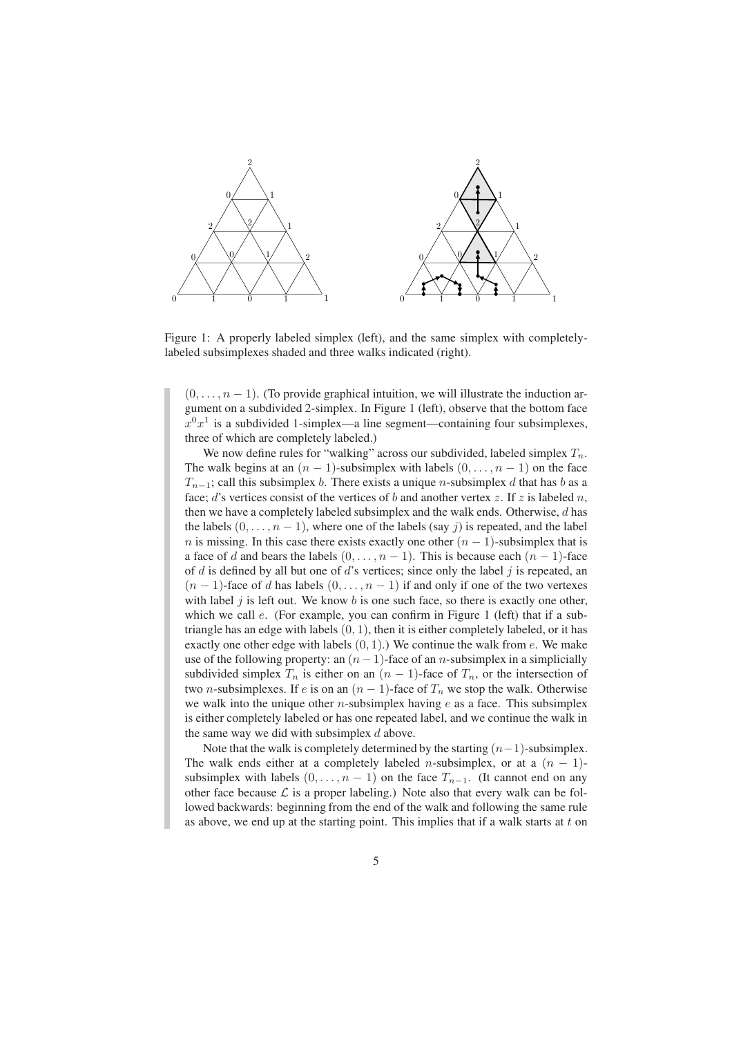Figure 1: A properly labeled simplex (left), and the same simplex with completely-labeled subsimplexes shaded and three walks indicated (right).

$(0, \ldots, n-1)$. (To provide graphical intuition, we will illustrate the induction argument on a subdivided 2-simplex. In Figure 1 (left), observe that the bottom face $x^0 x^1$ is a subdivided 1-simplex—a line segment—containing four subsimplexes, three of which are completely labeled.)

We now define rules for "walking" across our subdivided, labeled simplex $T_n$. The walk begins at an $(n-1)$-subsimplex with labels $(0, \ldots, n-1)$ on the face $T_{n-1}$; call this subsimplex $b$. There exists a unique $n$-subsimplex $d$ that has $b$ as a face; $d$'s vertices consist of the vertices of $b$ and another vertex $z$. If $z$ is labeled $n$, then we have a completely labeled subsimplex and the walk ends. Otherwise, $d$ has the labels $(0, \ldots, n-1)$, where one of the labels (say $j$) is repeated, and the label $n$ is missing. In this case there exists exactly one other $(n-1)$-subsimplex that is a face of $d$ and bears the labels $(0, \ldots, n-1)$. This is because each $(n-1)$-face of $d$ is defined by all but one of $d$'s vertices; since only the label $j$ is repeated, an $(n-1)$-face of $d$ has labels $(0, \ldots, n-1)$ if and only if one of the two vertexes with label $j$ is left out. We know $b$ is one such face, so there is exactly one other, which we call $e$. (For example, you can confirm in Figure 1 (left) that if a subtriangle has an edge with labels $(0, 1)$, then it is either completely labeled, or it has exactly one other edge with labels $(0, 1)$.) We continue the walk from $e$. We make use of the following property: an $(n-1)$-face of an $n$-subsimplex in a simplicially subdivided simplex $T_n$ is either on an $(n-1)$-face of $T_n$, or the intersection of two $n$-subsimplexes. If $e$ is on an $(n-1)$-face of $T_n$ we stop the walk. Otherwise we walk into the unique other $n$-subsimplex having $e$ as a face. This subsimplex is either completely labeled or has one repeated label, and we continue the walk in the same way we did with subsimplex $d$ above.

Note that the walk is completely determined by the starting $(n-1)$-subsimplex. The walk ends either at a completely labeled $n$-subsimplex, or at a $(n-1)$-subsimplex with labels $(0, \ldots, n-1)$ on the face $T_{n-1}$. (It cannot end on any other face because $\mathcal{L}$ is a proper labeling.) Note also that every walk can be followed backwards: beginning from the end of the walk and following the same rule as above, we end up at the starting point. This implies that if a walk starts at $t$ on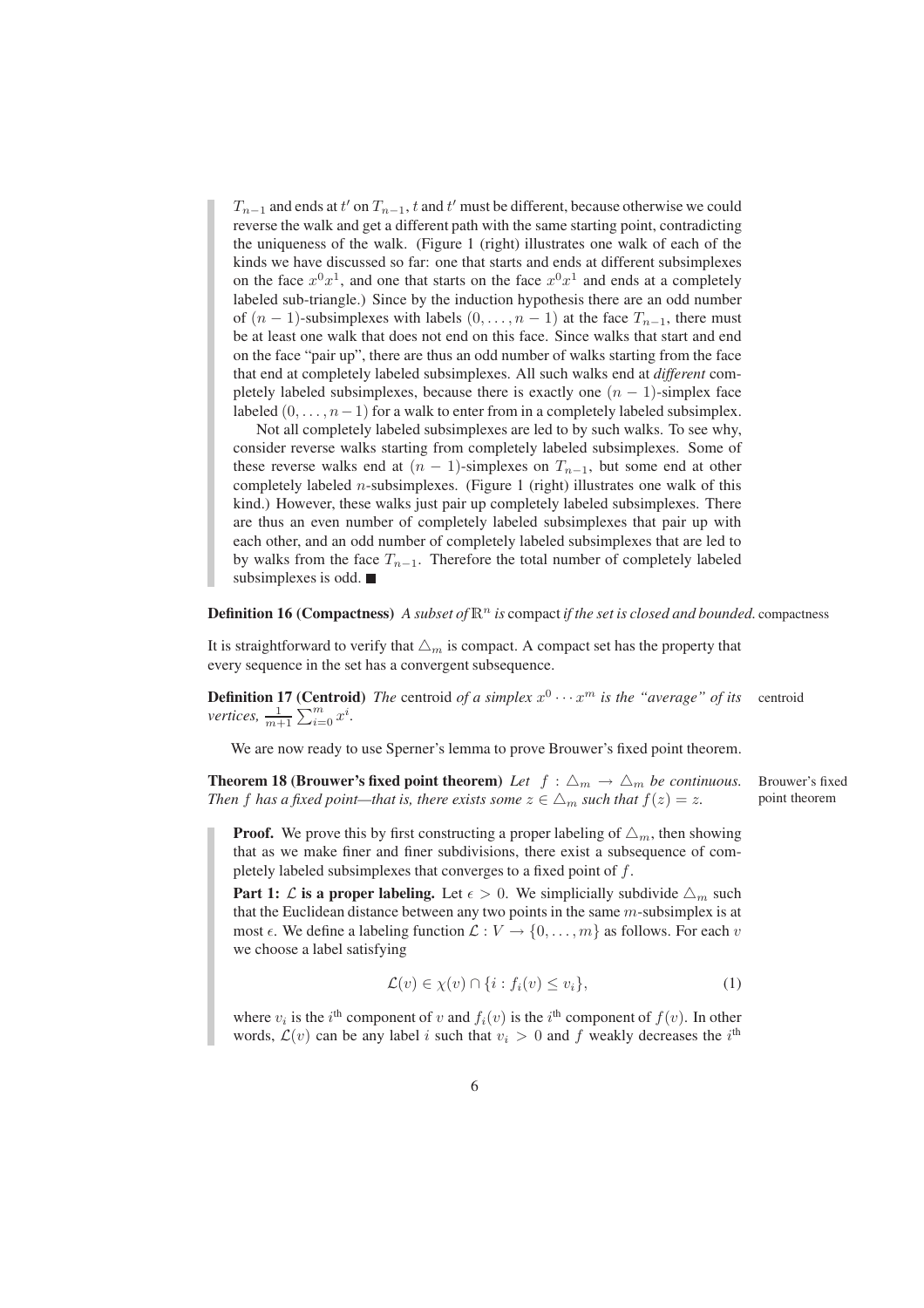$T_{n-1}$ and ends at $t'$ on $T_{n-1}$, $t$ and $t'$ must be different, because otherwise we could reverse the walk and get a different path with the same starting point, contradicting the uniqueness of the walk. (Figure 1 (right) illustrates one walk of each of the kinds we have discussed so far: one that starts and ends at different subsimplexes on the face $x^0x^1$, and one that starts on the face $x^0x^1$ and ends at a completely labeled sub-triangle.) Since by the induction hypothesis there are an odd number of $(n-1)$-subsimplexes with labels $(0,\ldots,n-1)$ at the face $T_{n-1}$, there must be at least one walk that does not end on this face. Since walks that start and end on the face "pair up", there are thus an odd number of walks starting from the face that end at completely labeled subsimplexes. All such walks end at *different* completely labeled subsimplexes, because there is exactly one $(n-1)$-simplex face labeled $(0,\ldots,n-1)$ for a walk to enter from in a completely labeled subsimplex.

Not all completely labeled subsimplexes are led to by such walks. To see why, consider reverse walks starting from completely labeled subsimplexes. Some of these reverse walks end at $(n-1)$-simplexes on $T_{n-1}$, but some end at other completely labeled $n$-subsimplexes. (Figure 1 (right) illustrates one walk of this kind.) However, these walks just pair up completely labeled subsimplexes. There are thus an even number of completely labeled subsimplexes that pair up with each other, and an odd number of completely labeled subsimplexes that are led to by walks from the face $T_{n-1}$. Therefore the total number of completely labeled subsimplexes is odd. ■

**Definition 16 (Compactness)** *A subset of $\mathbb{R}^n$ is* compact *if the set is closed and bounded.* compactness

It is straightforward to verify that $\triangle_m$ is compact. A compact set has the property that every sequence in the set has a convergent subsequence.

**Definition 17 (Centroid)** *The* centroid *of a simplex $x^0\cdots x^m$ is the "average" of its vertices, $\frac{1}{m+1}\sum_{i=0}^{m} x^i$.* centroid

We are now ready to use Sperner's lemma to prove Brouwer's fixed point theorem.

**Theorem 18 (Brouwer's fixed point theorem)** *Let $f : \triangle_m \to \triangle_m$ be continuous. Then $f$ has a fixed point—that is, there exists some $z \in \triangle_m$ such that $f(z) = z$.* Brouwer's fixed point theorem

**Proof.** We prove this by first constructing a proper labeling of $\triangle_m$, then showing that as we make finer and finer subdivisions, there exist a subsequence of completely labeled subsimplexes that converges to a fixed point of $f$.

**Part 1: $\mathcal{L}$ is a proper labeling.** Let $\epsilon > 0$. We simplicially subdivide $\triangle_m$ such that the Euclidean distance between any two points in the same $m$-subsimplex is at most $\epsilon$. We define a labeling function $\mathcal{L} : V \to \{0,\ldots,m\}$ as follows. For each $v$ we choose a label satisfying

$$\mathcal{L}(v) \in \chi(v) \cap \{i : f_i(v) \le v_i\}, \tag{1}$$

where $v_i$ is the $i^{\text{th}}$ component of $v$ and $f_i(v)$ is the $i^{\text{th}}$ component of $f(v)$. In other words, $\mathcal{L}(v)$ can be any label $i$ such that $v_i > 0$ and $f$ weakly decreases the $i^{\text{th}}$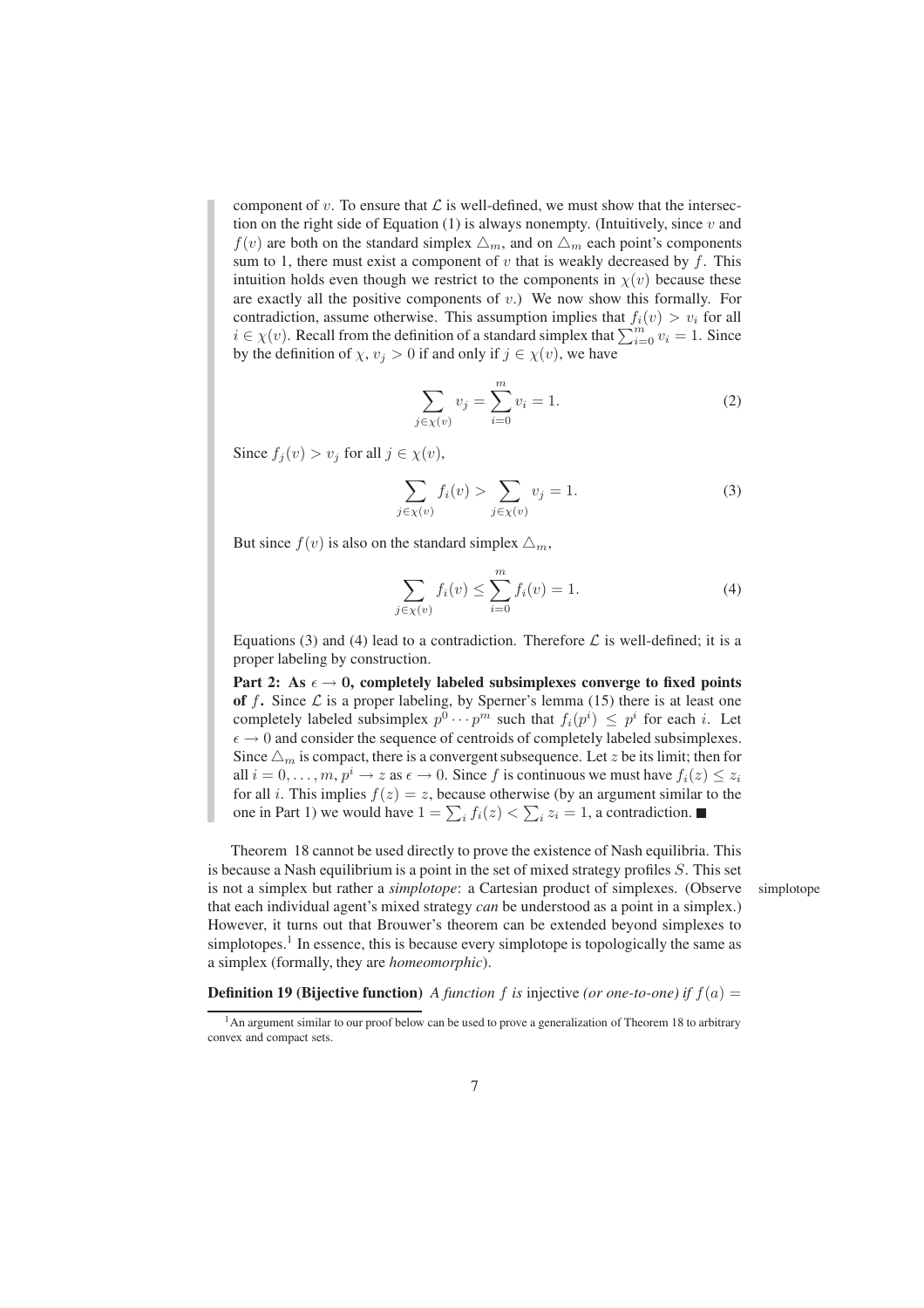component of $v$. To ensure that $\mathcal{L}$ is well-defined, we must show that the intersection on the right side of Equation (1) is always nonempty. (Intuitively, since $v$ and $f(v)$ are both on the standard simplex $\triangle_m$, and on $\triangle_m$ each point's components sum to 1, there must exist a component of $v$ that is weakly decreased by $f$. This intuition holds even though we restrict to the components in $\chi(v)$ because these are exactly all the positive components of $v$.) We now show this formally. For contradiction, assume otherwise. This assumption implies that $f_i(v) > v_i$ for all $i \in \chi(v)$. Recall from the definition of a standard simplex that $\sum_{i=0}^{m} v_i = 1$. Since by the definition of $\chi$, $v_j > 0$ if and only if $j \in \chi(v)$, we have

$$\sum_{j \in \chi(v)} v_j = \sum_{i=0}^{m} v_i = 1. \tag{2}$$

Since $f_j(v) > v_j$ for all $j \in \chi(v)$,

$$\sum_{j \in \chi(v)} f_i(v) > \sum_{j \in \chi(v)} v_j = 1. \tag{3}$$

But since $f(v)$ is also on the standard simplex $\triangle_m$,

$$\sum_{j \in \chi(v)} f_i(v) \leq \sum_{i=0}^{m} f_i(v) = 1. \tag{4}$$

Equations (3) and (4) lead to a contradiction. Therefore $\mathcal{L}$ is well-defined; it is a proper labeling by construction.

**Part 2: As $\epsilon \to 0$, completely labeled subsimplexes converge to fixed points of $f$.** Since $\mathcal{L}$ is a proper labeling, by Sperner's lemma (15) there is at least one completely labeled subsimplex $p^0 \cdots p^m$ such that $f_i(p^i) \leq p^i$ for each $i$. Let $\epsilon \to 0$ and consider the sequence of centroids of completely labeled subsimplexes. Since $\triangle_m$ is compact, there is a convergent subsequence. Let $z$ be its limit; then for all $i = 0, \ldots, m$, $p^i \to z$ as $\epsilon \to 0$. Since $f$ is continuous we must have $f_i(z) \leq z_i$ for all $i$. This implies $f(z) = z$, because otherwise (by an argument similar to the one in Part 1) we would have $1 = \sum_i f_i(z) < \sum_i z_i = 1$, a contradiction. ■

Theorem 18 cannot be used directly to prove the existence of Nash equilibria. This is because a Nash equilibrium is a point in the set of mixed strategy profiles $S$. This set is not a simplex but rather a *simplotope*: a Cartesian product of simplexes. (Observe that each individual agent's mixed strategy *can* be understood as a point in a simplex.) However, it turns out that Brouwer's theorem can be extended beyond simplexes to simplotopes.[1] In essence, this is because every simplotope is topologically the same as a simplex (formally, they are *homeomorphic*).

simplotope

**Definition 19 (Bijective function)** *A function $f$ is* injective *(or one-to-one) if $f(a) =$*

[1] An argument similar to our proof below can be used to prove a generalization of Theorem 18 to arbitrary convex and compact sets.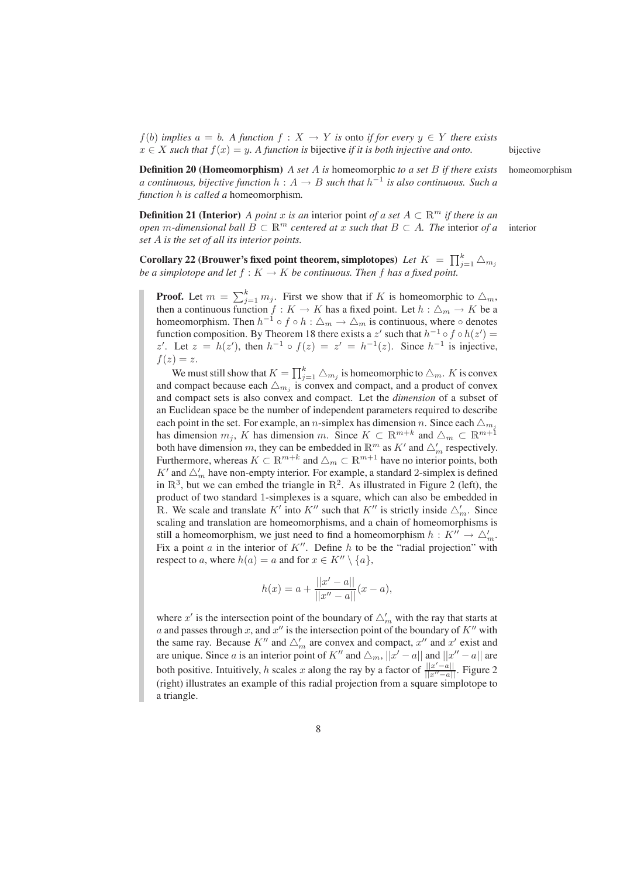$f(b)$ *implies* $a = b$. *A function* $f : X \to Y$ *is* onto *if for every* $y \in Y$ *there exists* $x \in X$ *such that* $f(x) = y$. *A function is* bijective *if it is both injective and onto.*

bijective

**Definition 20 (Homeomorphism)** *A set* $A$ *is* homeomorphic *to a set* $B$ *if there exists a continuous, bijective function* $h : A \to B$ *such that* $h^{-1}$ *is also continuous. Such a function* $h$ *is called a* homeomorphism*.*

homeomorphism

**Definition 21 (Interior)** *A point* $x$ *is an* interior point *of a set* $A \subset \mathbb{R}^m$ *if there is an open* $m$*-dimensional ball* $B \subset \mathbb{R}^m$ *centered at* $x$ *such that* $B \subset A$. *The* interior *of a set* $A$ *is the set of all its interior points.*

interior

**Corollary 22 (Brouwer's fixed point theorem, simplotopes)** *Let* $K = \prod_{j=1}^{k} \triangle_{m_j}$ *be a simplotope and let* $f : K \to K$ *be continuous. Then* $f$ *has a fixed point.*

**Proof.** Let $m = \sum_{j=1}^{k} m_j$. First we show that if $K$ is homeomorphic to $\triangle_m$, then a continuous function $f : K \to K$ has a fixed point. Let $h : \triangle_m \to K$ be a homeomorphism. Then $h^{-1} \circ f \circ h : \triangle_m \to \triangle_m$ is continuous, where $\circ$ denotes function composition. By Theorem 18 there exists a $z'$ such that $h^{-1} \circ f \circ h(z') = z'$. Let $z = h(z')$, then $h^{-1} \circ f(z) = z' = h^{-1}(z)$. Since $h^{-1}$ is injective, $f(z) = z$.

We must still show that $K = \prod_{j=1}^{k} \triangle_{m_j}$ is homeomorphic to $\triangle_m$. $K$ is convex and compact because each $\triangle_{m_j}$ is convex and compact, and a product of convex and compact sets is also convex and compact. Let the *dimension* of a subset of an Euclidean space be the number of independent parameters required to describe each point in the set. For example, an $n$-simplex has dimension $n$. Since each $\triangle_{m_j}$ has dimension $m_j$, $K$ has dimension $m$. Since $K \subset \mathbb{R}^{m+k}$ and $\triangle_m \subset \mathbb{R}^{m+1}$ both have dimension $m$, they can be embedded in $\mathbb{R}^m$ as $K'$ and $\triangle'_m$ respectively. Furthermore, whereas $K \subset \mathbb{R}^{m+k}$ and $\triangle_m \subset \mathbb{R}^{m+1}$ have no interior points, both $K'$ and $\triangle'_m$ have non-empty interior. For example, a standard 2-simplex is defined in $\mathbb{R}^3$, but we can embed the triangle in $\mathbb{R}^2$. As illustrated in Figure 2 (left), the product of two standard 1-simplexes is a square, which can also be embedded in $\mathbb{R}$. We scale and translate $K'$ into $K''$ such that $K''$ is strictly inside $\triangle'_m$. Since scaling and translation are homeomorphisms, and a chain of homeomorphisms is still a homeomorphism, we just need to find a homeomorphism $h : K'' \to \triangle'_m$. Fix a point $a$ in the interior of $K''$. Define $h$ to be the "radial projection" with respect to $a$, where $h(a) = a$ and for $x \in K'' \setminus \{a\}$,

$$h(x) = a + \frac{||x' - a||}{||x'' - a||}(x - a),$$

where $x'$ is the intersection point of the boundary of $\triangle'_m$ with the ray that starts at $a$ and passes through $x$, and $x''$ is the intersection point of the boundary of $K''$ with the same ray. Because $K''$ and $\triangle'_m$ are convex and compact, $x''$ and $x'$ exist and are unique. Since $a$ is an interior point of $K''$ and $\triangle_m$, $||x' - a||$ and $||x'' - a||$ are both positive. Intuitively, $h$ scales $x$ along the ray by a factor of $\frac{||x'-a||}{||x''-a||}$. Figure 2 (right) illustrates an example of this radial projection from a square simplotope to a triangle.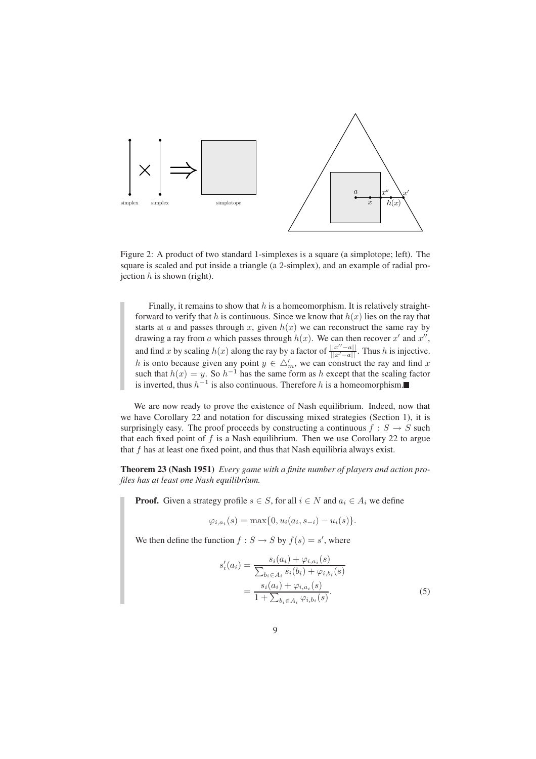Figure 2: A product of two standard 1-simplexes is a square (a simplotope; left). The square is scaled and put inside a triangle (a 2-simplex), and an example of radial projection $h$ is shown (right).

Finally, it remains to show that $h$ is a homeomorphism. It is relatively straightforward to verify that $h$ is continuous. Since we know that $h(x)$ lies on the ray that starts at $a$ and passes through $x$, given $h(x)$ we can reconstruct the same ray by drawing a ray from $a$ which passes through $h(x)$. We can then recover $x'$ and $x''$, and find $x$ by scaling $h(x)$ along the ray by a factor of $\frac{||x''-a||}{||x'-a||}$. Thus $h$ is injective. $h$ is onto because given any point $y \in \triangle'_m$, we can construct the ray and find $x$ such that $h(x) = y$. So $h^{-1}$ has the same form as $h$ except that the scaling factor is inverted, thus $h^{-1}$ is also continuous. Therefore $h$ is a homeomorphism. ■

We are now ready to prove the existence of Nash equilibrium. Indeed, now that we have Corollary 22 and notation for discussing mixed strategies (Section 1), it is surprisingly easy. The proof proceeds by constructing a continuous $f : S \to S$ such that each fixed point of $f$ is a Nash equilibrium. Then we use Corollary 22 to argue that $f$ has at least one fixed point, and thus that Nash equilibria always exist.

**Theorem 23 (Nash 1951)** *Every game with a finite number of players and action profiles has at least one Nash equilibrium.*

**Proof.** Given a strategy profile $s \in S$, for all $i \in N$ and $a_i \in A_i$ we define

$$\varphi_{i,a_i}(s) = \max\{0, u_i(a_i, s_{-i}) - u_i(s)\}.$$

We then define the function $f : S \to S$ by $f(s) = s'$, where

$$\begin{aligned} s'_i(a_i) &= \frac{s_i(a_i) + \varphi_{i,a_i}(s)}{\sum_{b_i \in A_i} s_i(b_i) + \varphi_{i,b_i}(s)} \\ &= \frac{s_i(a_i) + \varphi_{i,a_i}(s)}{1 + \sum_{b_i \in A_i} \varphi_{i,b_i}(s)}. \end{aligned} \tag{5}$$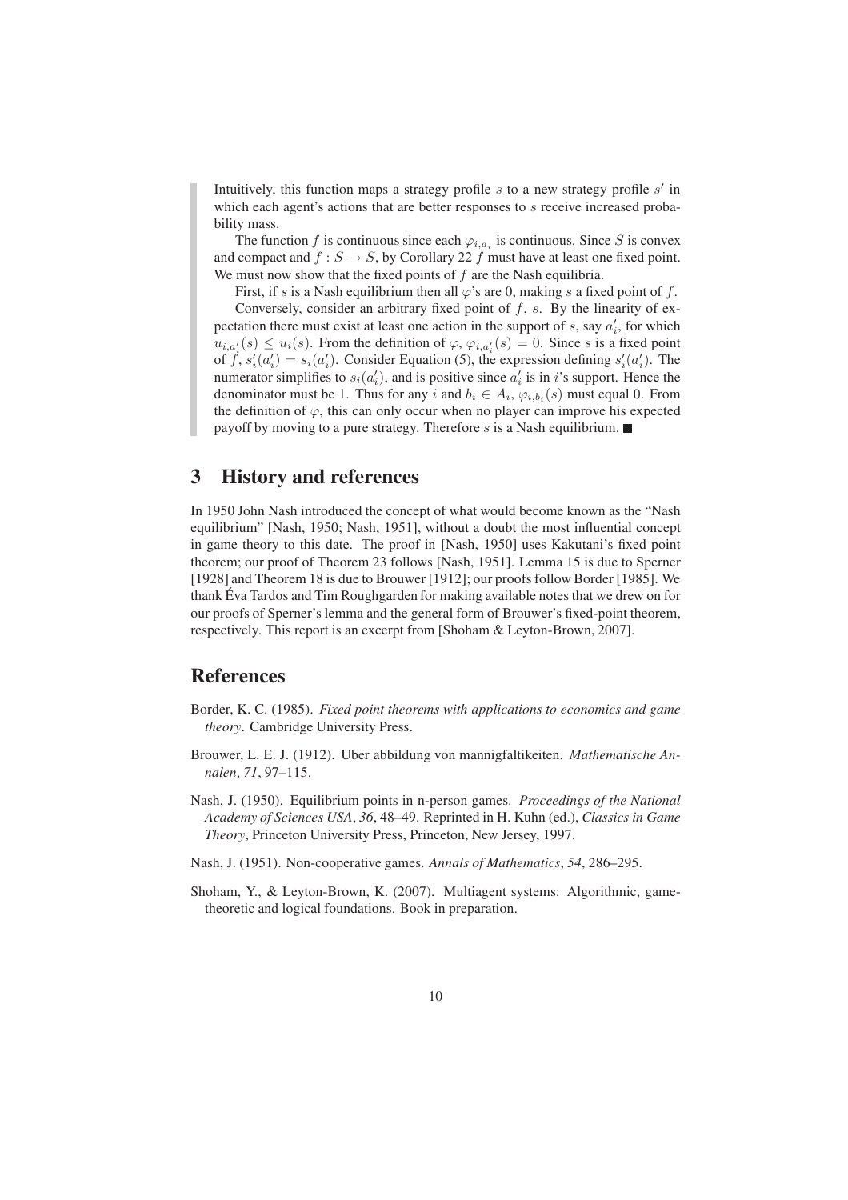Intuitively, this function maps a strategy profile $s$ to a new strategy profile $s'$ in which each agent's actions that are better responses to $s$ receive increased probability mass.

The function $f$ is continuous since each $\varphi_{i,a_i}$ is continuous. Since $S$ is convex and compact and $f : S \to S$, by Corollary 22 $f$ must have at least one fixed point. We must now show that the fixed points of $f$ are the Nash equilibria.

First, if $s$ is a Nash equilibrium then all $\varphi$'s are 0, making $s$ a fixed point of $f$.

Conversely, consider an arbitrary fixed point of $f$, $s$. By the linearity of expectation there must exist at least one action in the support of $s$, say $a'_i$, for which $u_{i,a'_i}(s) \leq u_i(s)$. From the definition of $\varphi$, $\varphi_{i,a'_i}(s) = 0$. Since $s$ is a fixed point of $f$, $s'_i(a'_i) = s_i(a'_i)$. Consider Equation (5), the expression defining $s'_i(a'_i)$. The numerator simplifies to $s_i(a'_i)$, and is positive since $a'_i$ is in $i$'s support. Hence the denominator must be 1. Thus for any $i$ and $b_i \in A_i$, $\varphi_{i,b_i}(s)$ must equal 0. From the definition of $\varphi$, this can only occur when no player can improve his expected payoff by moving to a pure strategy. Therefore $s$ is a Nash equilibrium. ■

## 3 History and references

In 1950 John Nash introduced the concept of what would become known as the "Nash equilibrium" [Nash, 1950; Nash, 1951], without a doubt the most influential concept in game theory to this date. The proof in [Nash, 1950] uses Kakutani's fixed point theorem; our proof of Theorem 23 follows [Nash, 1951]. Lemma 15 is due to Sperner [1928] and Theorem 18 is due to Brouwer [1912]; our proofs follow Border [1985]. We thank Éva Tardos and Tim Roughgarden for making available notes that we drew on for our proofs of Sperner's lemma and the general form of Brouwer's fixed-point theorem, respectively. This report is an excerpt from [Shoham & Leyton-Brown, 2007].

## References

Border, K. C. (1985). *Fixed point theorems with applications to economics and game theory*. Cambridge University Press.

Brouwer, L. E. J. (1912). Uber abbildung von mannigfaltikeiten. *Mathematische Annalen*, *71*, 97–115.

Nash, J. (1950). Equilibrium points in n-person games. *Proceedings of the National Academy of Sciences USA*, *36*, 48–49. Reprinted in H. Kuhn (ed.), *Classics in Game Theory*, Princeton University Press, Princeton, New Jersey, 1997.

Nash, J. (1951). Non-cooperative games. *Annals of Mathematics*, *54*, 286–295.

Shoham, Y., & Leyton-Brown, K. (2007). Multiagent systems: Algorithmic, game-theoretic and logical foundations. Book in preparation.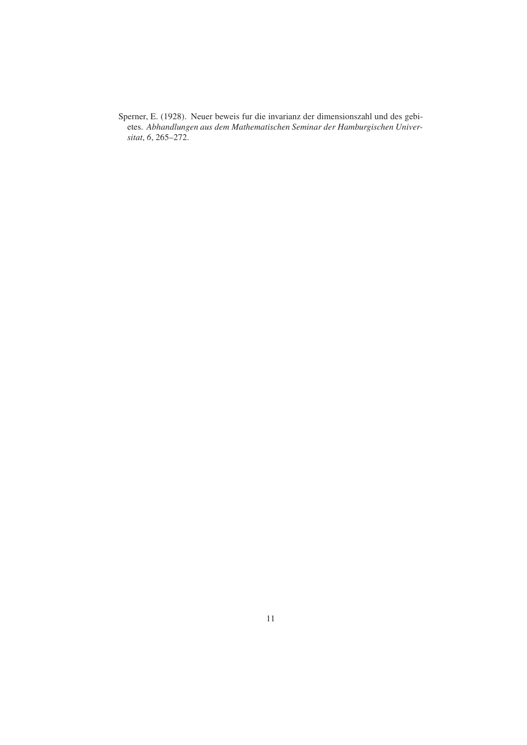Sperner, E. (1928). Neuer beweis fur die invarianz der dimensionszahl und des gebietes. *Abhandlungen aus dem Mathematischen Seminar der Hamburgischen Universitat*, *6*, 265–272.